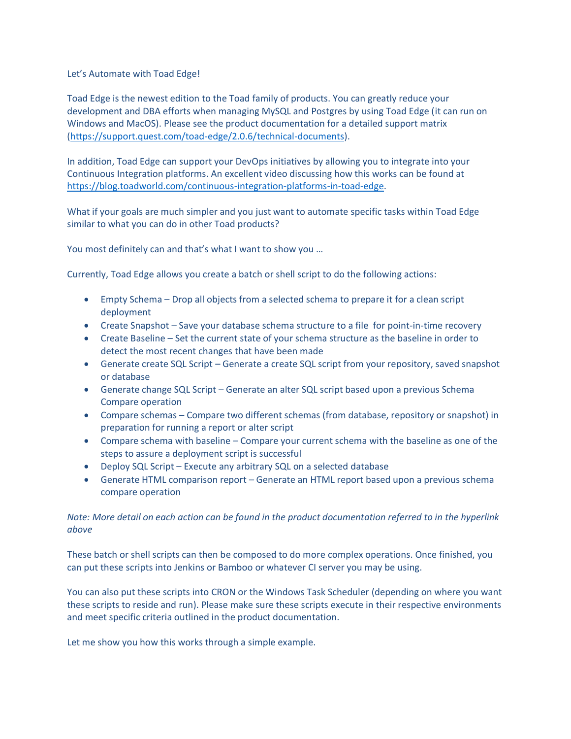Let's Automate with Toad Edge!

Toad Edge is the newest edition to the Toad family of products. You can greatly reduce your development and DBA efforts when managing MySQL and Postgres by using Toad Edge (it can run on Windows and MacOS). Please see the product documentation for a detailed support matrix ([https://support.quest.com/toad-edge/2.0.6/technical-documents](https://support.quest.com/toad-edge/2.0.6/technical-documents)).

In addition, Toad Edge can support your DevOps initiatives by allowing you to integrate into your Continuous Integration platforms. An excellent video discussing how this works can be found at [https://blog.toadworld.com/continuous-integration-platforms-in-toad-edge](https://blog.toadworld.com/continuous-integration-platforms-in-toad-edge).

What if your goals are much simpler and you just want to automate specific tasks within Toad Edge similar to what you can do in other Toad products?

You most definitely can and that's what I want to show you …

Currently, Toad Edge allows you create a batch or shell script to do the following actions:

- Empty Schema – Drop all objects from a selected schema to prepare it for a clean script deployment
- Create Snapshot – Save your database schema structure to a file for point-in-time recovery
- Create Baseline – Set the current state of your schema structure as the baseline in order to detect the most recent changes that have been made
- Generate create SQL Script – Generate a create SQL script from your repository, saved snapshot or database
- Generate change SQL Script – Generate an alter SQL script based upon a previous Schema Compare operation
- Compare schemas – Compare two different schemas (from database, repository or snapshot) in preparation for running a report or alter script
- Compare schema with baseline – Compare your current schema with the baseline as one of the steps to assure a deployment script is successful
- Deploy SQL Script – Execute any arbitrary SQL on a selected database
- Generate HTML comparison report – Generate an HTML report based upon a previous schema compare operation

*Note: More detail on each action can be found in the product documentation referred to in the hyperlink above*

These batch or shell scripts can then be composed to do more complex operations. Once finished, you can put these scripts into Jenkins or Bamboo or whatever CI server you may be using.

You can also put these scripts into CRON or the Windows Task Scheduler (depending on where you want these scripts to reside and run). Please make sure these scripts execute in their respective environments and meet specific criteria outlined in the product documentation.

Let me show you how this works through a simple example.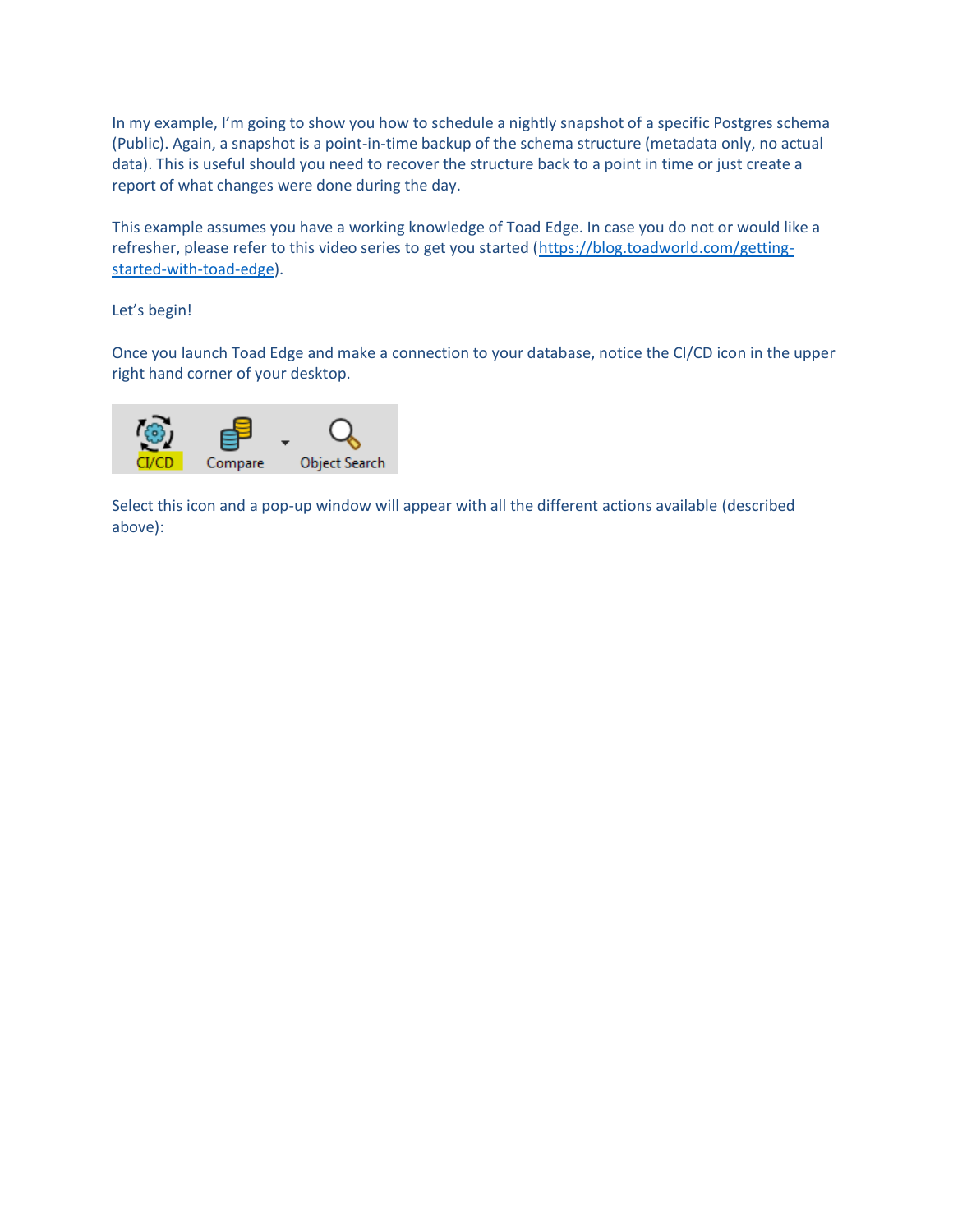In my example, I'm going to show you how to schedule a nightly snapshot of a specific Postgres schema (Public). Again, a snapshot is a point-in-time backup of the schema structure (metadata only, no actual data). This is useful should you need to recover the structure back to a point in time or just create a report of what changes were done during the day.

This example assumes you have a working knowledge of Toad Edge. In case you do not or would like a refresher, please refer to this video series to get you started ([https://blog.toadworld.com/getting-started-with-toad-edge](https://blog.toadworld.com/getting-started-with-toad-edge)).

Let's begin!

Once you launch Toad Edge and make a connection to your database, notice the CI/CD icon in the upper right hand corner of your desktop.

Select this icon and a pop-up window will appear with all the different actions available (described above):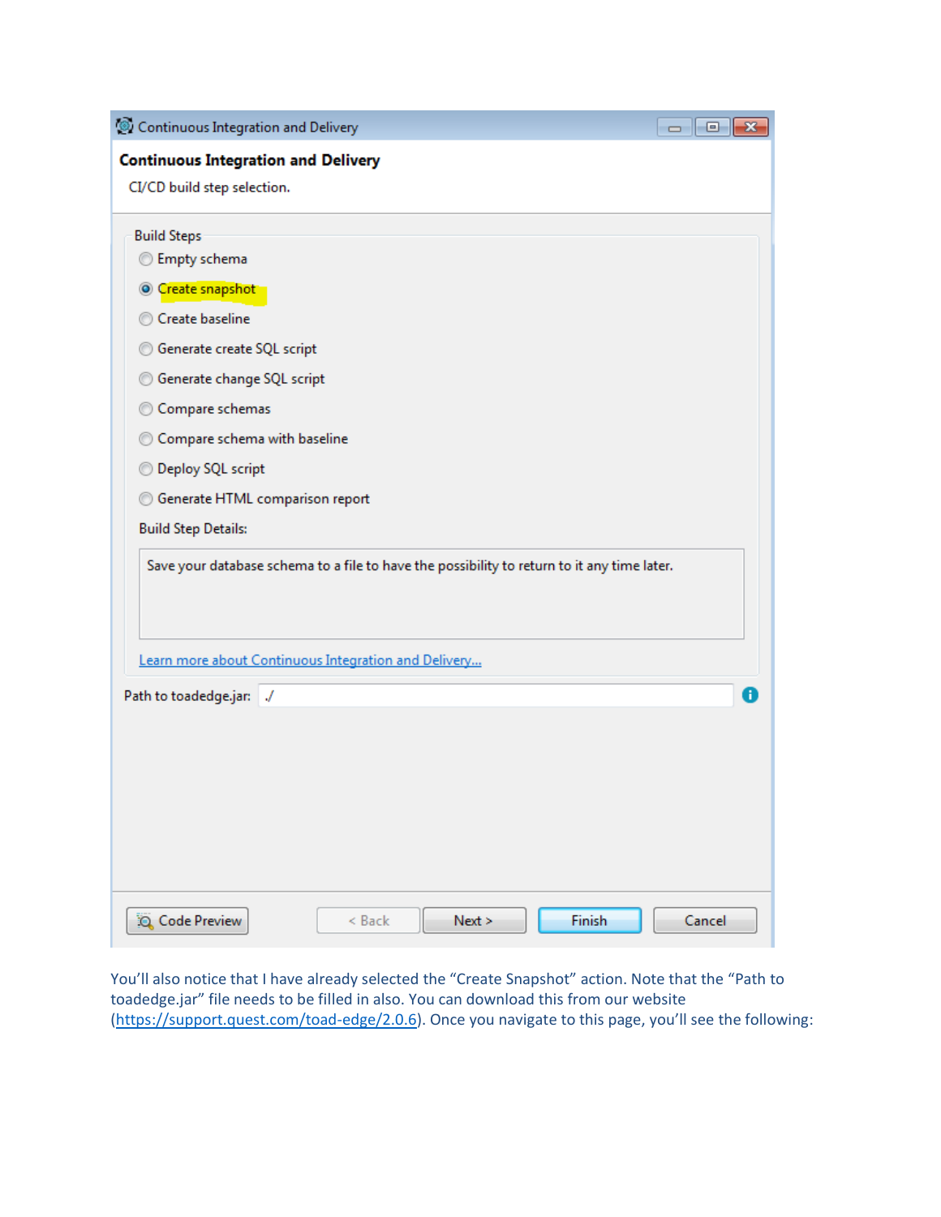Continuous Integration and Delivery

**Continuous Integration and Delivery**

CI/CD build step selection.

Build Steps

- Empty schema
- Create snapshot
- Create baseline
- Generate create SQL script
- Generate change SQL script
- Compare schemas
- Compare schema with baseline
- Deploy SQL script
- Generate HTML comparison report

Build Step Details:

Save your database schema to a file to have the possibility to return to it any time later.

Learn more about Continuous Integration and Delivery...

Path to toadedge.jar: ./

Code Preview | < Back | Next > | Finish | Cancel

You'll also notice that I have already selected the "Create Snapshot" action. Note that the "Path to toadedge.jar" file needs to be filled in also. You can download this from our website (https://support.quest.com/toad-edge/2.0.6). Once you navigate to this page, you'll see the following: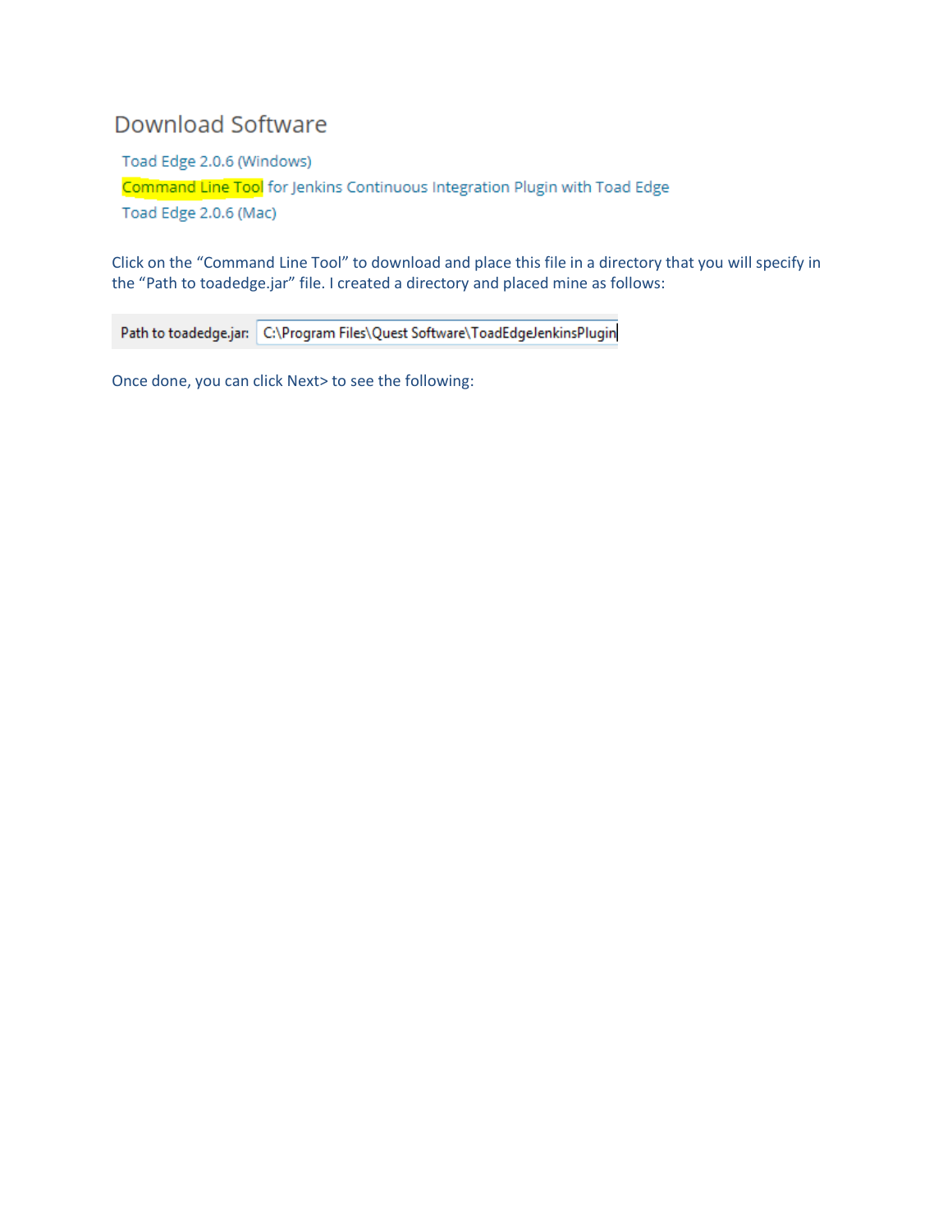## Download Software

Toad Edge 2.0.6 (Windows)

Command Line Tool for Jenkins Continuous Integration Plugin with Toad Edge

Toad Edge 2.0.6 (Mac)

Click on the "Command Line Tool" to download and place this file in a directory that you will specify in the "Path to toadedge.jar" file. I created a directory and placed mine as follows:

Path to toadedge.jar: C:\Program Files\Quest Software\ToadEdgeJenkinsPlugin

Once done, you can click Next> to see the following: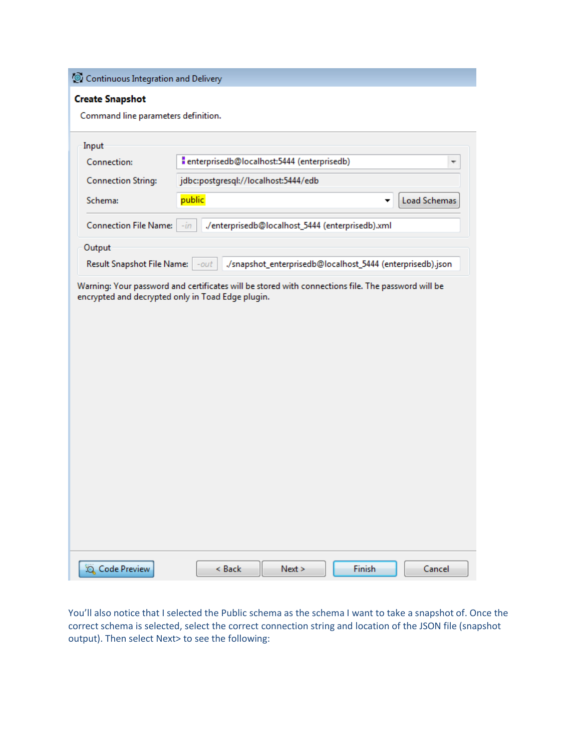**Continuous Integration and Delivery**

**Create Snapshot**

Command line parameters definition.

Input

| | | |
|---|---|---|
| Connection: | | enterprisedb@localhost:5444 (enterprisedb) |
| Connection String: | | jdbc:postgresql://localhost:5444/edb |
| Schema: | | public |
| Connection File Name: | -in | ./enterprisedb@localhost_5444 (enterprisedb).xml |

Output

| | | |
|---|---|---|
| Result Snapshot File Name: | -out | ./snapshot_enterprisedb@localhost_5444 (enterprisedb).json |

Warning: Your password and certificates will be stored with connections file. The password will be encrypted and decrypted only in Toad Edge plugin.

Code Preview | < Back | Next > | Finish | Cancel

You'll also notice that I selected the Public schema as the schema I want to take a snapshot of. Once the correct schema is selected, select the correct connection string and location of the JSON file (snapshot output). Then select Next> to see the following: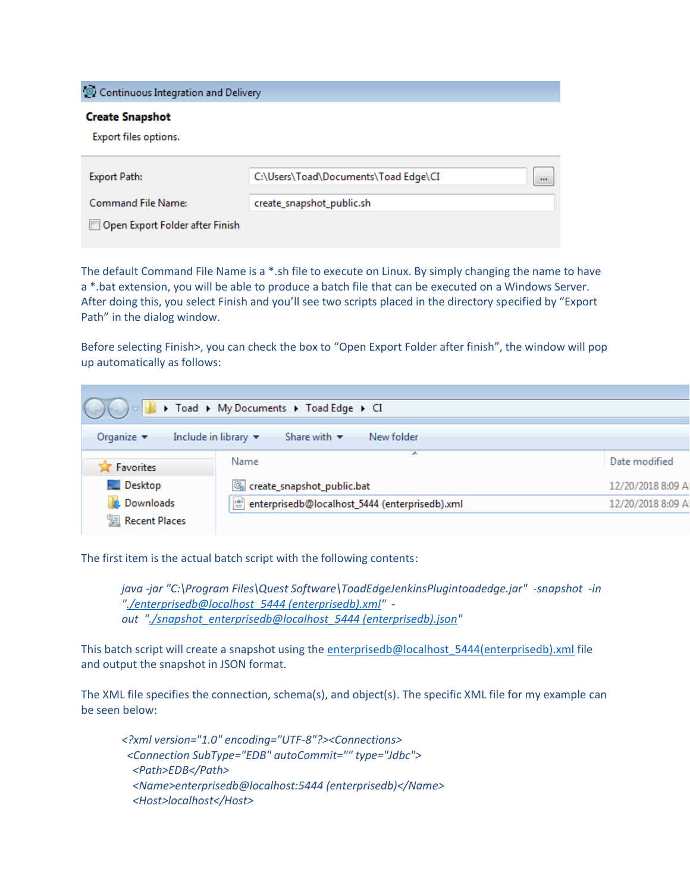Continuous Integration and Delivery

**Create Snapshot**

Export files options.

Export Path: C:\Users\Toad\Documents\Toad Edge\CI

Command File Name: create_snapshot_public.sh

Open Export Folder after Finish

The default Command File Name is a *.sh file to execute on Linux. By simply changing the name to have a *.bat extension, you will be able to produce a batch file that can be executed on a Windows Server. After doing this, you select Finish and you'll see two scripts placed in the directory specified by "Export Path" in the dialog window.

Before selecting Finish>, you can check the box to "Open Export Folder after finish", the window will pop up automatically as follows:

Toad ▸ My Documents ▸ Toad Edge ▸ CI

Organize ▾ Include in library ▾ Share with ▾ New folder

| Name | Date modified |
|---|---|
| create_snapshot_public.bat | 12/20/2018 8:09 A |
| enterprisedb@localhost_5444 (enterprisedb).xml | 12/20/2018 8:09 A |

Favorites, Desktop, Downloads, Recent Places

The first item is the actual batch script with the following contents:

*java -jar "C:\Program Files\Quest Software\ToadEdgeJenkinsPlugintoadedge.jar" -snapshot -in "./enterprisedb@localhost_5444 (enterprisedb).xml" -out "./snapshot_enterprisedb@localhost_5444 (enterprisedb).json"*

This batch script will create a snapshot using the enterprisedb@localhost_5444(enterprisedb).xml file and output the snapshot in JSON format.

The XML file specifies the connection, schema(s), and object(s). The specific XML file for my example can be seen below:

```
<?xml version="1.0" encoding="UTF-8"?><Connections>
 <Connection SubType="EDB" autoCommit="" type="Jdbc">
  <Path>EDB</Path>
  <Name>enterprisedb@localhost:5444 (enterprisedb)</Name>
  <Host>localhost</Host>
```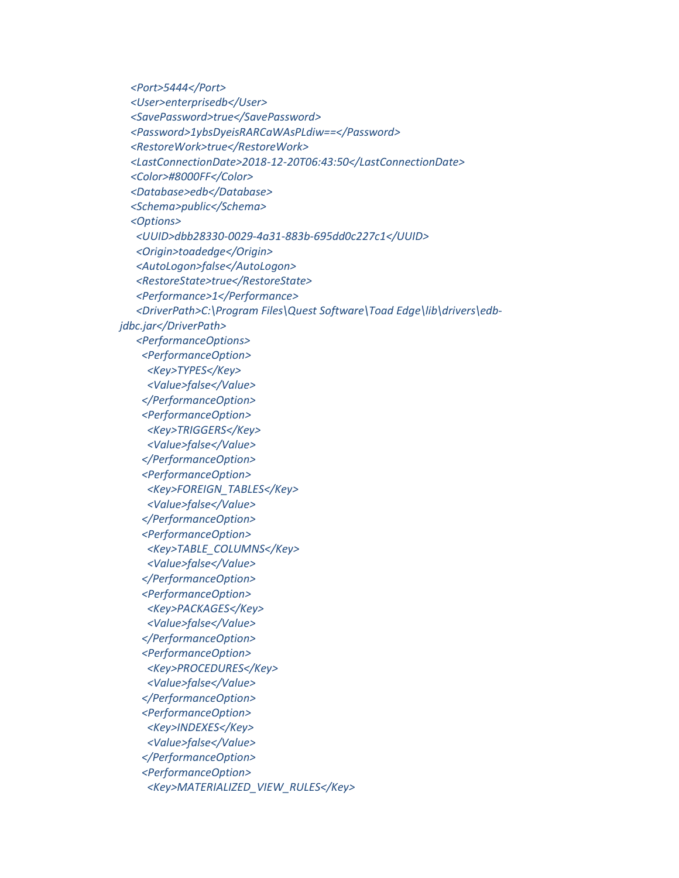```
    <Port>5444</Port>
    <User>enterprisedb</User>
    <SavePassword>true</SavePassword>
    <Password>1ybsDyeisRARCaWAsPLdiw==</Password>
    <RestoreWork>true</RestoreWork>
    <LastConnectionDate>2018-12-20T06:43:50</LastConnectionDate>
    <Color>#8000FF</Color>
    <Database>edb</Database>
    <Schema>public</Schema>
    <Options>
      <UUID>dbb28330-0029-4a31-883b-695dd0c227c1</UUID>
      <Origin>toadedge</Origin>
      <AutoLogon>false</AutoLogon>
      <RestoreState>true</RestoreState>
      <Performance>1</Performance>
      <DriverPath>C:\Program Files\Quest Software\Toad Edge\lib\drivers\edb-
jdbc.jar</DriverPath>
      <PerformanceOptions>
        <PerformanceOption>
          <Key>TYPES</Key>
          <Value>false</Value>
        </PerformanceOption>
        <PerformanceOption>
          <Key>TRIGGERS</Key>
          <Value>false</Value>
        </PerformanceOption>
        <PerformanceOption>
          <Key>FOREIGN_TABLES</Key>
          <Value>false</Value>
        </PerformanceOption>
        <PerformanceOption>
          <Key>TABLE_COLUMNS</Key>
          <Value>false</Value>
        </PerformanceOption>
        <PerformanceOption>
          <Key>PACKAGES</Key>
          <Value>false</Value>
        </PerformanceOption>
        <PerformanceOption>
          <Key>PROCEDURES</Key>
          <Value>false</Value>
        </PerformanceOption>
        <PerformanceOption>
          <Key>INDEXES</Key>
          <Value>false</Value>
        </PerformanceOption>
        <PerformanceOption>
          <Key>MATERIALIZED_VIEW_RULES</Key>
```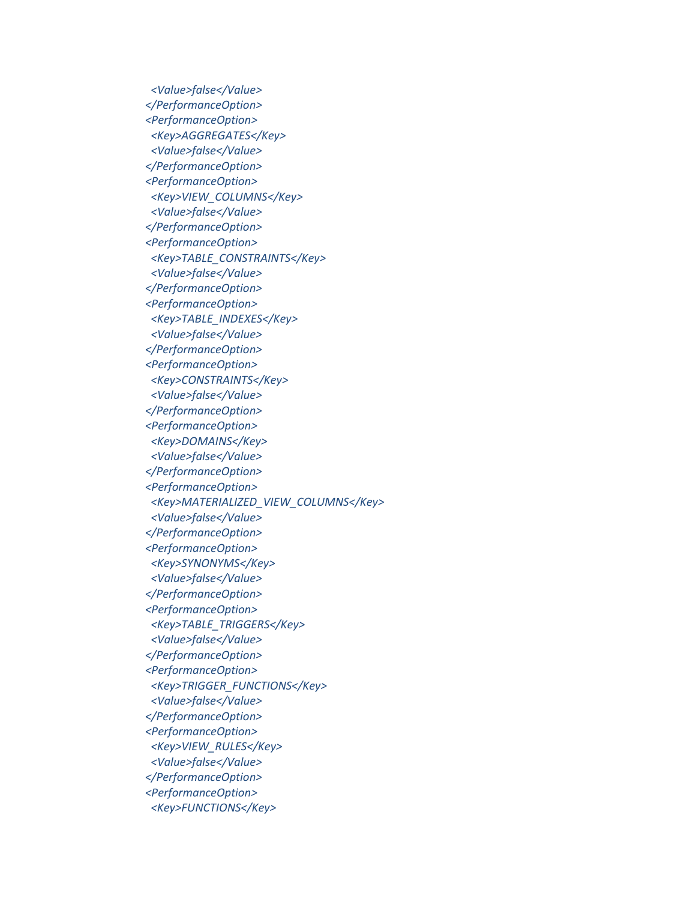```
  <Value>false</Value>
</PerformanceOption>
<PerformanceOption>
  <Key>AGGREGATES</Key>
  <Value>false</Value>
</PerformanceOption>
<PerformanceOption>
  <Key>VIEW_COLUMNS</Key>
  <Value>false</Value>
</PerformanceOption>
<PerformanceOption>
  <Key>TABLE_CONSTRAINTS</Key>
  <Value>false</Value>
</PerformanceOption>
<PerformanceOption>
  <Key>TABLE_INDEXES</Key>
  <Value>false</Value>
</PerformanceOption>
<PerformanceOption>
  <Key>CONSTRAINTS</Key>
  <Value>false</Value>
</PerformanceOption>
<PerformanceOption>
  <Key>DOMAINS</Key>
  <Value>false</Value>
</PerformanceOption>
<PerformanceOption>
  <Key>MATERIALIZED_VIEW_COLUMNS</Key>
  <Value>false</Value>
</PerformanceOption>
<PerformanceOption>
  <Key>SYNONYMS</Key>
  <Value>false</Value>
</PerformanceOption>
<PerformanceOption>
  <Key>TABLE_TRIGGERS</Key>
  <Value>false</Value>
</PerformanceOption>
<PerformanceOption>
  <Key>TRIGGER_FUNCTIONS</Key>
  <Value>false</Value>
</PerformanceOption>
<PerformanceOption>
  <Key>VIEW_RULES</Key>
  <Value>false</Value>
</PerformanceOption>
<PerformanceOption>
  <Key>FUNCTIONS</Key>
```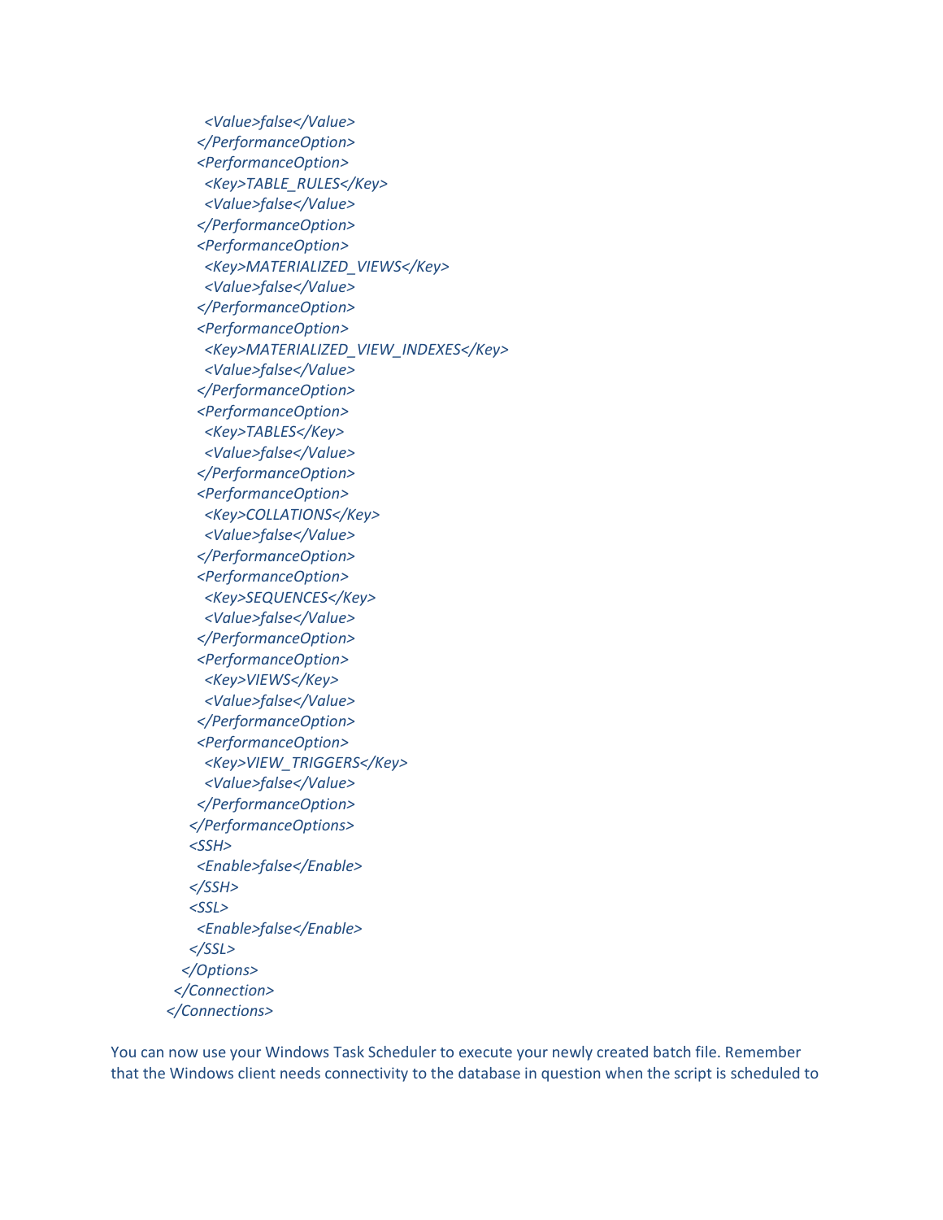```
        <Value>false</Value>
      </PerformanceOption>
      <PerformanceOption>
        <Key>TABLE_RULES</Key>
        <Value>false</Value>
      </PerformanceOption>
      <PerformanceOption>
        <Key>MATERIALIZED_VIEWS</Key>
        <Value>false</Value>
      </PerformanceOption>
      <PerformanceOption>
        <Key>MATERIALIZED_VIEW_INDEXES</Key>
        <Value>false</Value>
      </PerformanceOption>
      <PerformanceOption>
        <Key>TABLES</Key>
        <Value>false</Value>
      </PerformanceOption>
      <PerformanceOption>
        <Key>COLLATIONS</Key>
        <Value>false</Value>
      </PerformanceOption>
      <PerformanceOption>
        <Key>SEQUENCES</Key>
        <Value>false</Value>
      </PerformanceOption>
      <PerformanceOption>
        <Key>VIEWS</Key>
        <Value>false</Value>
      </PerformanceOption>
      <PerformanceOption>
        <Key>VIEW_TRIGGERS</Key>
        <Value>false</Value>
      </PerformanceOption>
    </PerformanceOptions>
    <SSH>
      <Enable>false</Enable>
    </SSH>
    <SSL>
      <Enable>false</Enable>
    </SSL>
  </Options>
 </Connection>
</Connections>
```

You can now use your Windows Task Scheduler to execute your newly created batch file. Remember that the Windows client needs connectivity to the database in question when the script is scheduled to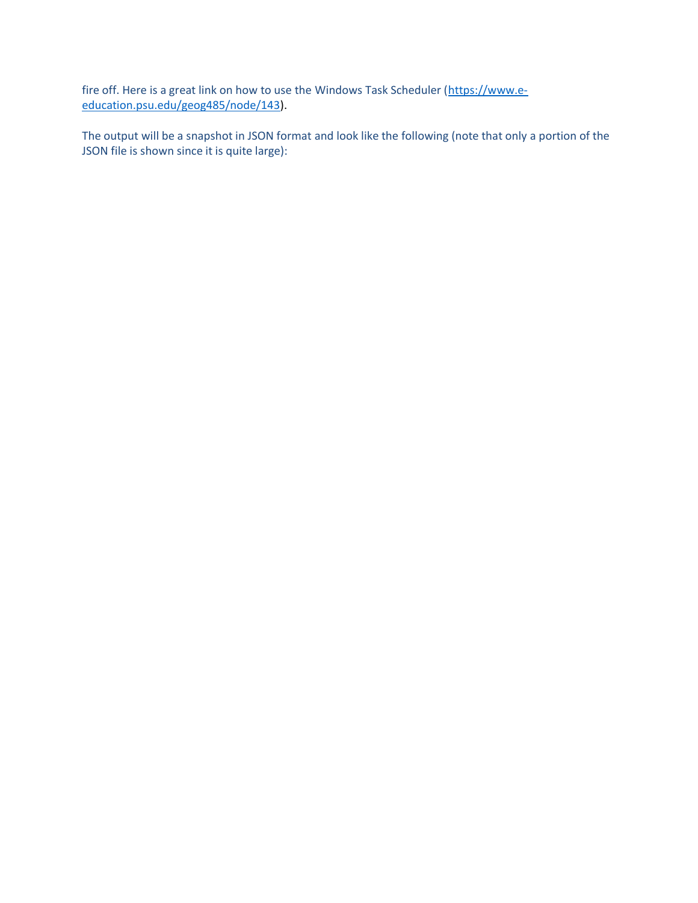fire off. Here is a great link on how to use the Windows Task Scheduler ([https://www.e-education.psu.edu/geog485/node/143](https://www.e-education.psu.edu/geog485/node/143)).

The output will be a snapshot in JSON format and look like the following (note that only a portion of the JSON file is shown since it is quite large):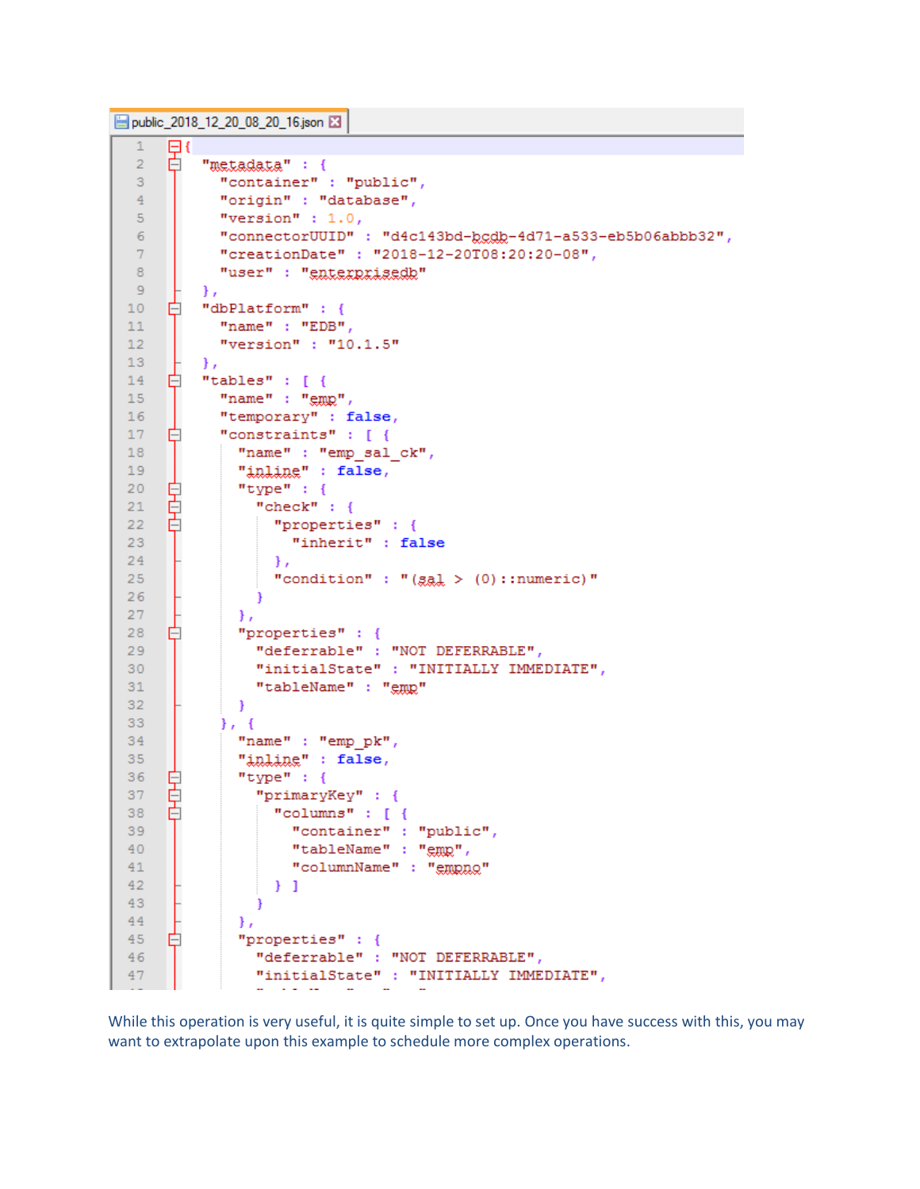public_2018_12_20_08_20_16.json

```json
{
  "metadata" : {
    "container" : "public",
    "origin" : "database",
    "version" : 1.0,
    "connectorUUID" : "d4c143bd-bcdb-4d71-a533-eb5b06abbb32",
    "creationDate" : "2018-12-20T08:20:20-08",
    "user" : "enterprisedb"
  },
  "dbPlatform" : {
    "name" : "EDB",
    "version" : "10.1.5"
  },
  "tables" : [ {
    "name" : "emp",
    "temporary" : false,
    "constraints" : [ {
      "name" : "emp_sal_ck",
      "inline" : false,
      "type" : {
        "check" : {
          "properties" : {
            "inherit" : false
          },
          "condition" : "(sal > (0)::numeric)"
        }
      },
      "properties" : {
        "deferrable" : "NOT DEFERRABLE",
        "initialState" : "INITIALLY IMMEDIATE",
        "tableName" : "emp"
      }
    }, {
      "name" : "emp_pk",
      "inline" : false,
      "type" : {
        "primaryKey" : {
          "columns" : [ {
            "container" : "public",
            "tableName" : "emp",
            "columnName" : "empno"
          } ]
        }
      },
      "properties" : {
        "deferrable" : "NOT DEFERRABLE",
        "initialState" : "INITIALLY IMMEDIATE",
```

While this operation is very useful, it is quite simple to set up. Once you have success with this, you may want to extrapolate upon this example to schedule more complex operations.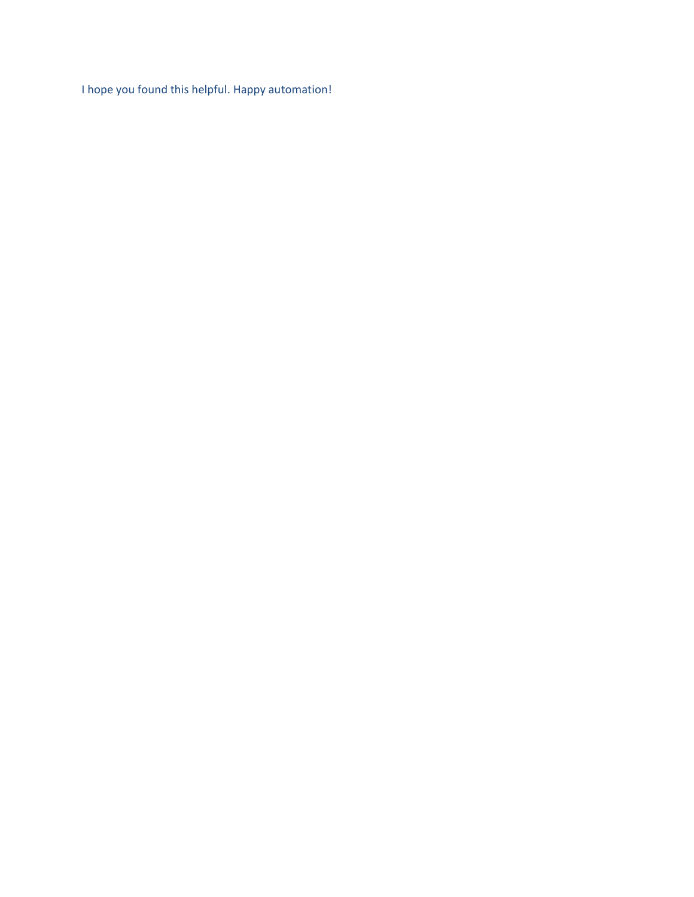I hope you found this helpful. Happy automation!